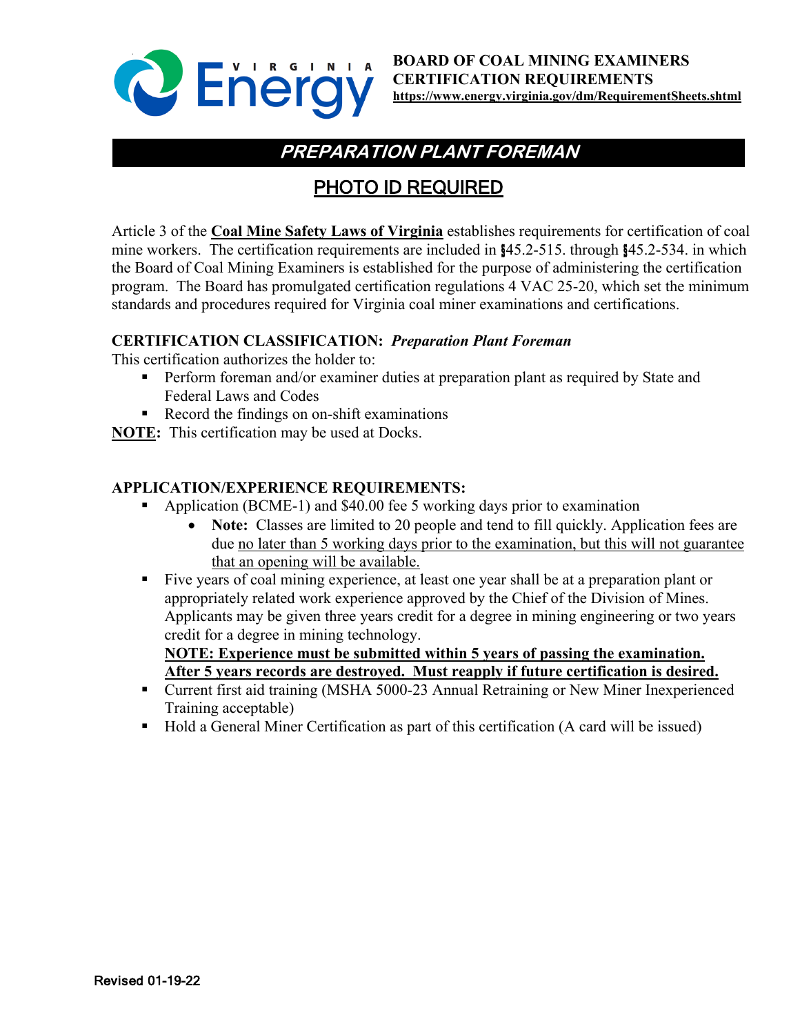**BOARD OF COAL MINING EXAMINERS**
**CERTIFICATION REQUIREMENTS**
**https://www.energy.virginia.gov/dm/RequirementSheets.shtml**

# *PREPARATION PLANT FOREMAN*

## PHOTO ID REQUIRED

Article 3 of the **Coal Mine Safety Laws of Virginia** establishes requirements for certification of coal mine workers. The certification requirements are included in §45.2-515. through §45.2-534. in which the Board of Coal Mining Examiners is established for the purpose of administering the certification program. The Board has promulgated certification regulations 4 VAC 25-20, which set the minimum standards and procedures required for Virginia coal miner examinations and certifications.

**CERTIFICATION CLASSIFICATION:** ***Preparation Plant Foreman***

This certification authorizes the holder to:

- Perform foreman and/or examiner duties at preparation plant as required by State and Federal Laws and Codes
- Record the findings on on-shift examinations

**NOTE:** This certification may be used at Docks.

**APPLICATION/EXPERIENCE REQUIREMENTS:**

- Application (BCME-1) and $40.00 fee 5 working days prior to examination
  - **Note:** Classes are limited to 20 people and tend to fill quickly. Application fees are due no later than 5 working days prior to the examination, but this will not guarantee that an opening will be available.
- Five years of coal mining experience, at least one year shall be at a preparation plant or appropriately related work experience approved by the Chief of the Division of Mines. Applicants may be given three years credit for a degree in mining engineering or two years credit for a degree in mining technology.
  **NOTE: Experience must be submitted within 5 years of passing the examination. After 5 years records are destroyed. Must reapply if future certification is desired.**
- Current first aid training (MSHA 5000-23 Annual Retraining or New Miner Inexperienced Training acceptable)
- Hold a General Miner Certification as part of this certification (A card will be issued)

Revised 01-19-22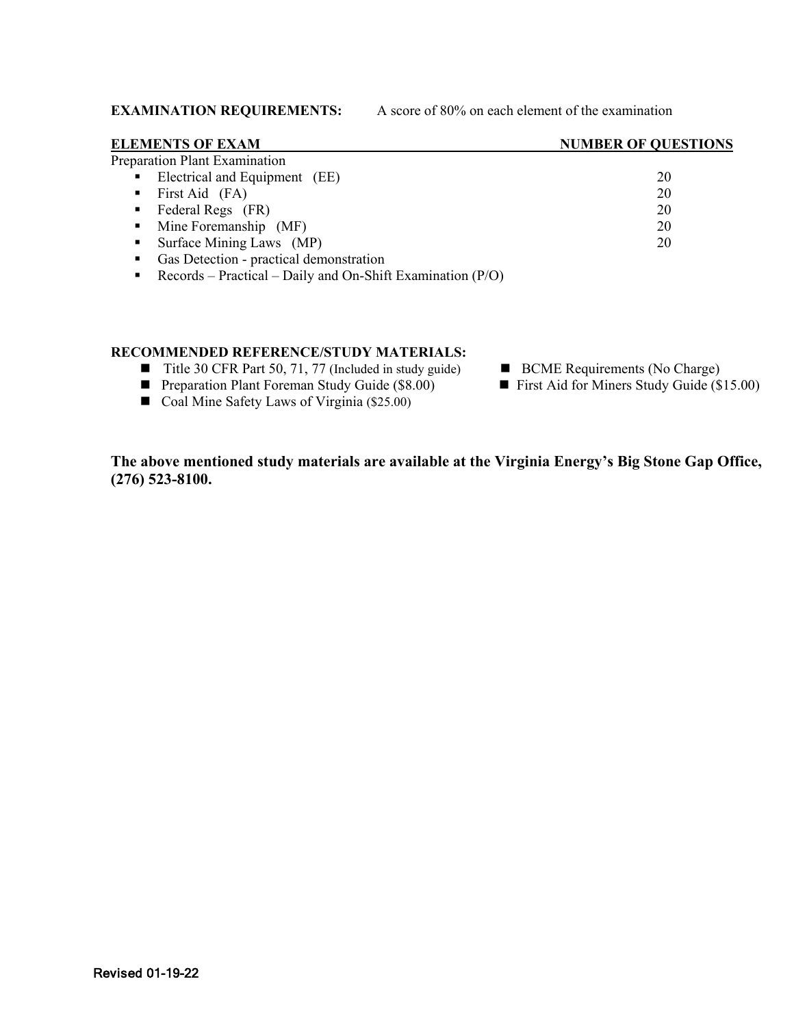**EXAMINATION REQUIREMENTS:** A score of 80% on each element of the examination

| ELEMENTS OF EXAM | NUMBER OF QUESTIONS |
|---|---|
| Preparation Plant Examination | |
| ▪ Electrical and Equipment (EE) | 20 |
| ▪ First Aid (FA) | 20 |
| ▪ Federal Regs (FR) | 20 |
| ▪ Mine Foremanship (MF) | 20 |
| ▪ Surface Mining Laws (MP) | 20 |
| ▪ Gas Detection - practical demonstration | |
| ▪ Records – Practical – Daily and On-Shift Examination (P/O) | |

**RECOMMENDED REFERENCE/STUDY MATERIALS:**

- Title 30 CFR Part 50, 71, 77 (Included in study guide)
- Preparation Plant Foreman Study Guide ($8.00)
- Coal Mine Safety Laws of Virginia ($25.00)
- BCME Requirements (No Charge)
- First Aid for Miners Study Guide ($15.00)

**The above mentioned study materials are available at the Virginia Energy's Big Stone Gap Office, (276) 523-8100.**

Revised 01-19-22